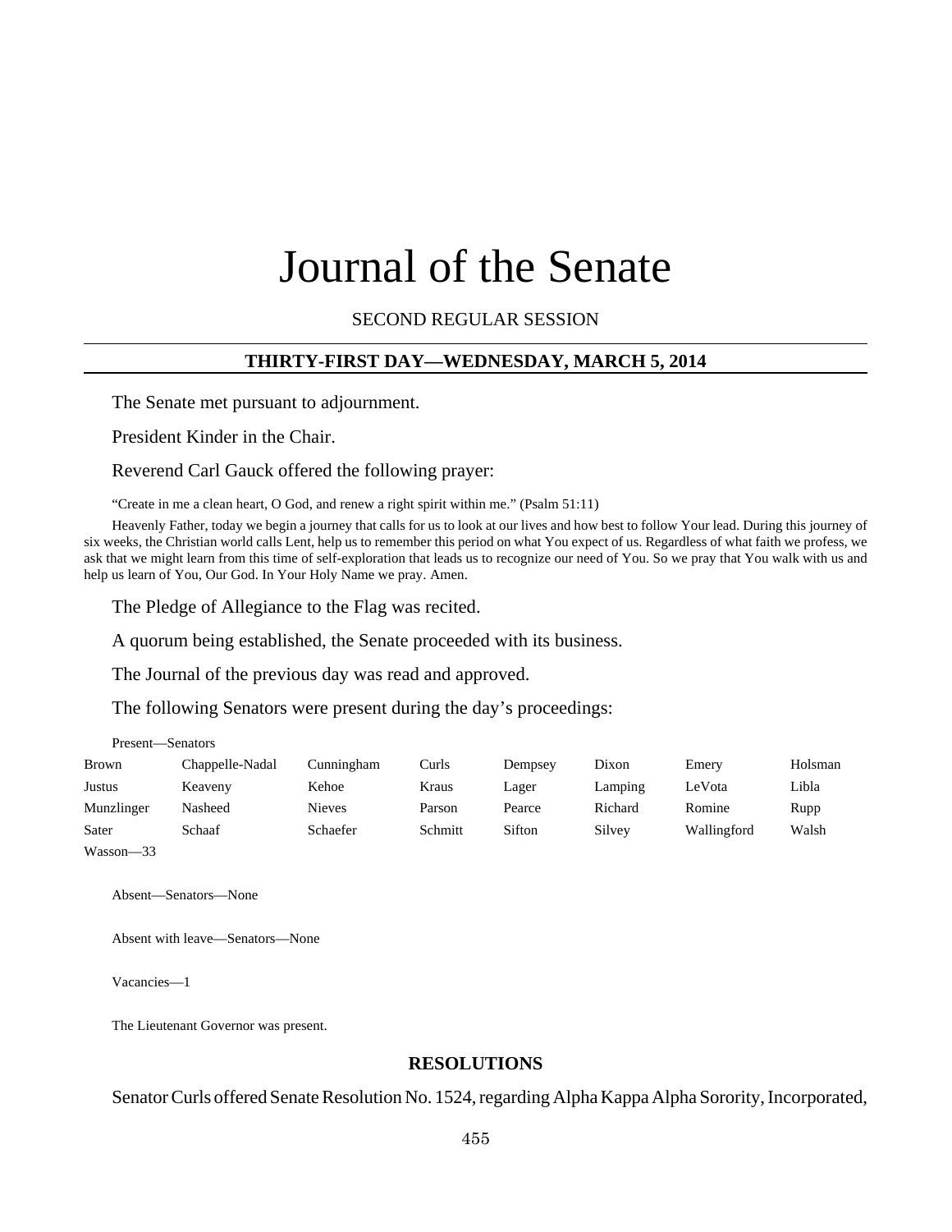# Journal of the Senate

SECOND REGULAR SESSION

## THIRTY-FIRST DAY—WEDNESDAY, MARCH 5, 2014

The Senate met pursuant to adjournment.

President Kinder in the Chair.

Reverend Carl Gauck offered the following prayer:

"Create in me a clean heart, O God, and renew a right spirit within me." (Psalm 51:11)

Heavenly Father, today we begin a journey that calls for us to look at our lives and how best to follow Your lead. During this journey of six weeks, the Christian world calls Lent, help us to remember this period on what You expect of us. Regardless of what faith we profess, we ask that we might learn from this time of self-exploration that leads us to recognize our need of You. So we pray that You walk with us and help us learn of You, Our God. In Your Holy Name we pray. Amen.

The Pledge of Allegiance to the Flag was recited.

A quorum being established, the Senate proceeded with its business.

The Journal of the previous day was read and approved.

The following Senators were present during the day's proceedings:

Present—Senators

| | | | | | | | |
|---|---|---|---|---|---|---|---|
| Brown | Chappelle-Nadal | Cunningham | Curls | Dempsey | Dixon | Emery | Holsman |
| Justus | Keaveny | Kehoe | Kraus | Lager | Lamping | LeVota | Libla |
| Munzlinger | Nasheed | Nieves | Parson | Pearce | Richard | Romine | Rupp |
| Sater | Schaaf | Schaefer | Schmitt | Sifton | Silvey | Wallingford | Walsh |
| Wasson—33 | | | | | | | |

Absent—Senators—None

Absent with leave—Senators—None

Vacancies—1

The Lieutenant Governor was present.

## RESOLUTIONS

Senator Curls offered Senate Resolution No. 1524, regarding Alpha Kappa Alpha Sorority, Incorporated,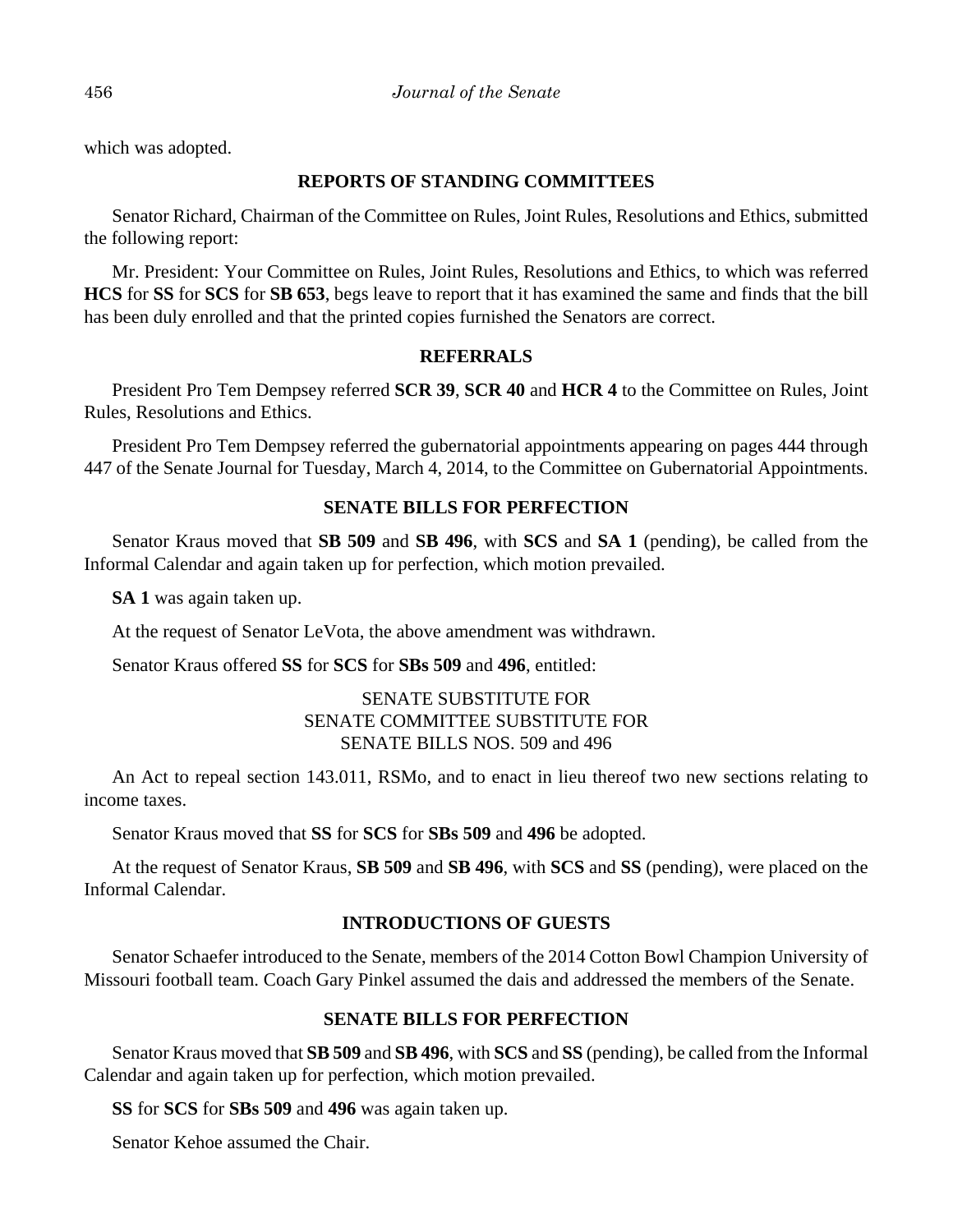which was adopted.

## REPORTS OF STANDING COMMITTEES

Senator Richard, Chairman of the Committee on Rules, Joint Rules, Resolutions and Ethics, submitted the following report:

Mr. President: Your Committee on Rules, Joint Rules, Resolutions and Ethics, to which was referred **HCS** for **SS** for **SCS** for **SB 653**, begs leave to report that it has examined the same and finds that the bill has been duly enrolled and that the printed copies furnished the Senators are correct.

## REFERRALS

President Pro Tem Dempsey referred **SCR 39**, **SCR 40** and **HCR 4** to the Committee on Rules, Joint Rules, Resolutions and Ethics.

President Pro Tem Dempsey referred the gubernatorial appointments appearing on pages 444 through 447 of the Senate Journal for Tuesday, March 4, 2014, to the Committee on Gubernatorial Appointments.

## SENATE BILLS FOR PERFECTION

Senator Kraus moved that **SB 509** and **SB 496**, with **SCS** and **SA 1** (pending), be called from the Informal Calendar and again taken up for perfection, which motion prevailed.

**SA 1** was again taken up.

At the request of Senator LeVota, the above amendment was withdrawn.

Senator Kraus offered **SS** for **SCS** for **SBs 509** and **496**, entitled:

SENATE SUBSTITUTE FOR
SENATE COMMITTEE SUBSTITUTE FOR
SENATE BILLS NOS. 509 and 496

An Act to repeal section 143.011, RSMo, and to enact in lieu thereof two new sections relating to income taxes.

Senator Kraus moved that **SS** for **SCS** for **SBs 509** and **496** be adopted.

At the request of Senator Kraus, **SB 509** and **SB 496**, with **SCS** and **SS** (pending), were placed on the Informal Calendar.

## INTRODUCTIONS OF GUESTS

Senator Schaefer introduced to the Senate, members of the 2014 Cotton Bowl Champion University of Missouri football team. Coach Gary Pinkel assumed the dais and addressed the members of the Senate.

## SENATE BILLS FOR PERFECTION

Senator Kraus moved that **SB 509** and **SB 496**, with **SCS** and **SS** (pending), be called from the Informal Calendar and again taken up for perfection, which motion prevailed.

**SS** for **SCS** for **SBs 509** and **496** was again taken up.

Senator Kehoe assumed the Chair.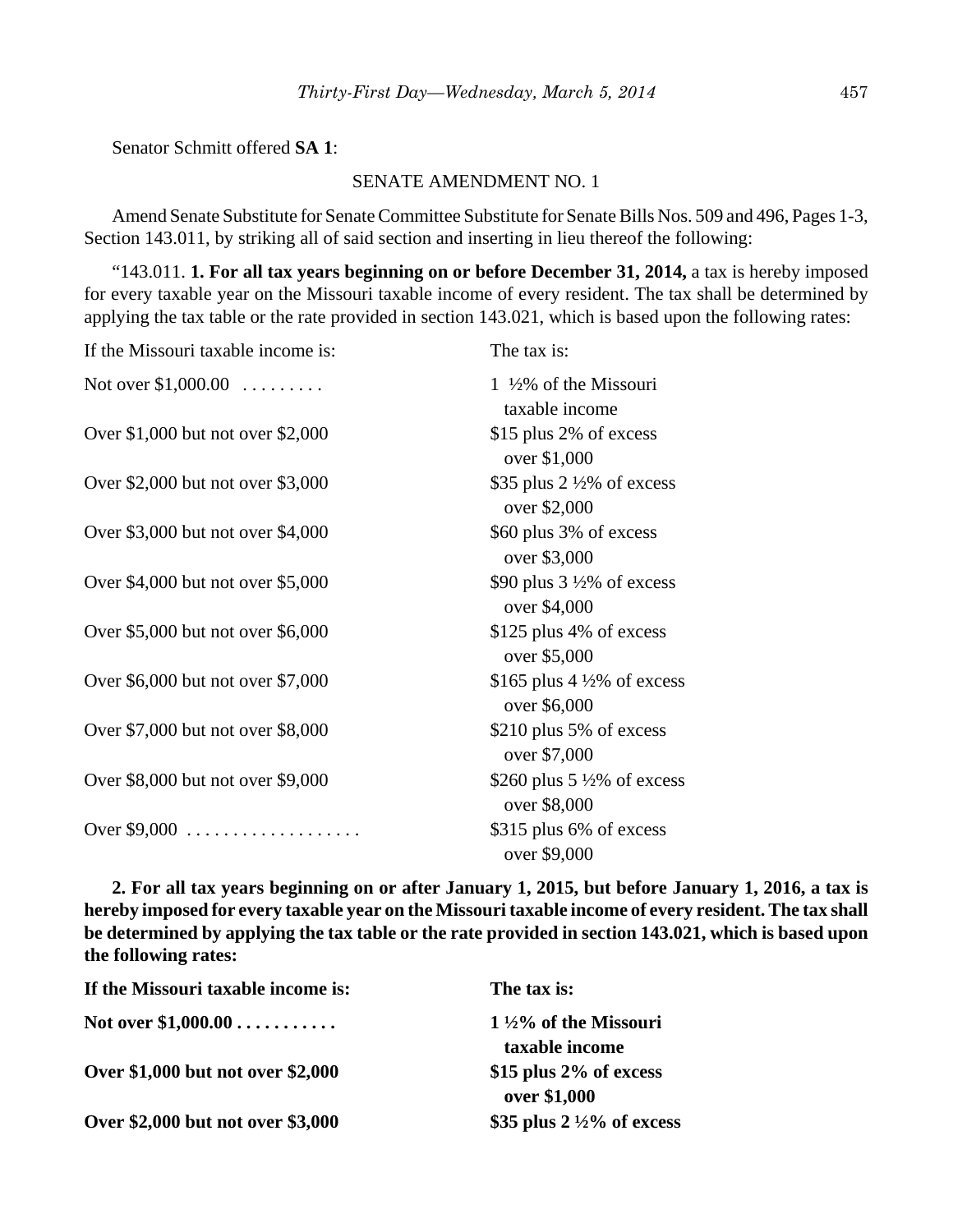Senator Schmitt offered **SA 1**:

SENATE AMENDMENT NO. 1

Amend Senate Substitute for Senate Committee Substitute for Senate Bills Nos. 509 and 496, Pages 1-3, Section 143.011, by striking all of said section and inserting in lieu thereof the following:

"143.011. **1. For all tax years beginning on or before December 31, 2014,** a tax is hereby imposed for every taxable year on the Missouri taxable income of every resident. The tax shall be determined by applying the tax table or the rate provided in section 143.021, which is based upon the following rates:

| If the Missouri taxable income is: | The tax is: |
|---|---|
| Not over $1,000.00 . . . . . . . . . | 1 ½% of the Missouri taxable income |
| Over $1,000 but not over $2,000 | $15 plus 2% of excess over $1,000 |
| Over $2,000 but not over $3,000 | $35 plus 2 ½% of excess over $2,000 |
| Over $3,000 but not over $4,000 | $60 plus 3% of excess over $3,000 |
| Over $4,000 but not over $5,000 | $90 plus 3 ½% of excess over $4,000 |
| Over $5,000 but not over $6,000 | $125 plus 4% of excess over $5,000 |
| Over $6,000 but not over $7,000 | $165 plus 4 ½% of excess over $6,000 |
| Over $7,000 but not over $8,000 | $210 plus 5% of excess over $7,000 |
| Over $8,000 but not over $9,000 | $260 plus 5 ½% of excess over $8,000 |
| Over $9,000 . . . . . . . . . . . . . . . . . . . | $315 plus 6% of excess over $9,000 |

**2. For all tax years beginning on or after January 1, 2015, but before January 1, 2016, a tax is hereby imposed for every taxable year on the Missouri taxable income of every resident. The tax shall be determined by applying the tax table or the rate provided in section 143.021, which is based upon the following rates:**

| **If the Missouri taxable income is:** | **The tax is:** |
|---|---|
| **Not over $1,000.00 . . . . . . . . . . .** | **1 ½% of the Missouri taxable income** |
| **Over $1,000 but not over $2,000** | **$15 plus 2% of excess over $1,000** |
| **Over $2,000 but not over $3,000** | **$35 plus 2 ½% of excess** |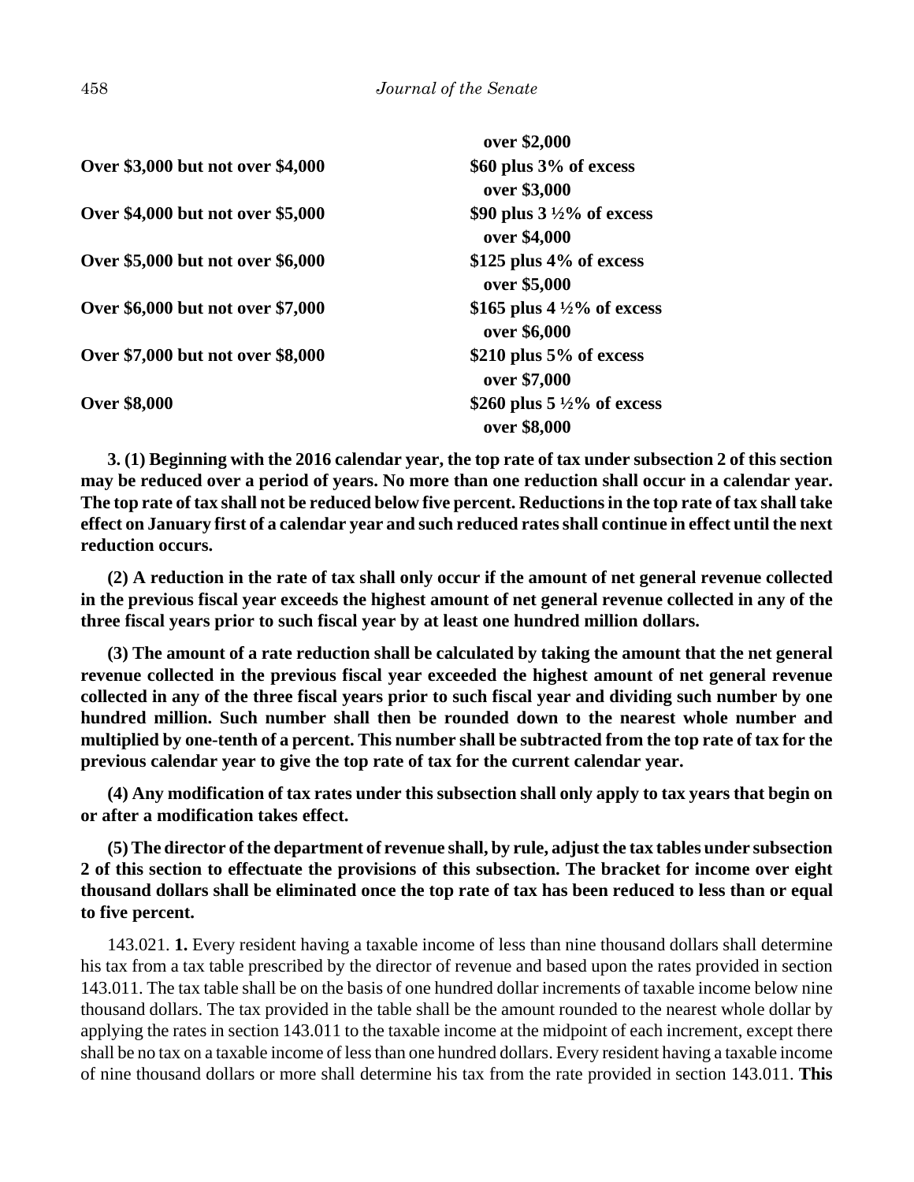| | |
|---|---|
| | **over \$2,000** |
| **Over \$3,000 but not over \$4,000** | **\$60 plus 3% of excess over \$3,000** |
| **Over \$4,000 but not over \$5,000** | **\$90 plus 3 ½% of excess over \$4,000** |
| **Over \$5,000 but not over \$6,000** | **\$125 plus 4% of excess over \$5,000** |
| **Over \$6,000 but not over \$7,000** | **\$165 plus 4 ½% of excess over \$6,000** |
| **Over \$7,000 but not over \$8,000** | **\$210 plus 5% of excess over \$7,000** |
| **Over \$8,000** | **\$260 plus 5 ½% of excess over \$8,000** |

**3. (1) Beginning with the 2016 calendar year, the top rate of tax under subsection 2 of this section may be reduced over a period of years. No more than one reduction shall occur in a calendar year. The top rate of tax shall not be reduced below five percent. Reductions in the top rate of tax shall take effect on January first of a calendar year and such reduced rates shall continue in effect until the next reduction occurs.**

**(2) A reduction in the rate of tax shall only occur if the amount of net general revenue collected in the previous fiscal year exceeds the highest amount of net general revenue collected in any of the three fiscal years prior to such fiscal year by at least one hundred million dollars.**

**(3) The amount of a rate reduction shall be calculated by taking the amount that the net general revenue collected in the previous fiscal year exceeded the highest amount of net general revenue collected in any of the three fiscal years prior to such fiscal year and dividing such number by one hundred million. Such number shall then be rounded down to the nearest whole number and multiplied by one-tenth of a percent. This number shall be subtracted from the top rate of tax for the previous calendar year to give the top rate of tax for the current calendar year.**

**(4) Any modification of tax rates under this subsection shall only apply to tax years that begin on or after a modification takes effect.**

**(5) The director of the department of revenue shall, by rule, adjust the tax tables under subsection 2 of this section to effectuate the provisions of this subsection. The bracket for income over eight thousand dollars shall be eliminated once the top rate of tax has been reduced to less than or equal to five percent.**

143.021. **1.** Every resident having a taxable income of less than nine thousand dollars shall determine his tax from a tax table prescribed by the director of revenue and based upon the rates provided in section 143.011. The tax table shall be on the basis of one hundred dollar increments of taxable income below nine thousand dollars. The tax provided in the table shall be the amount rounded to the nearest whole dollar by applying the rates in section 143.011 to the taxable income at the midpoint of each increment, except there shall be no tax on a taxable income of less than one hundred dollars. Every resident having a taxable income of nine thousand dollars or more shall determine his tax from the rate provided in section 143.011. **This**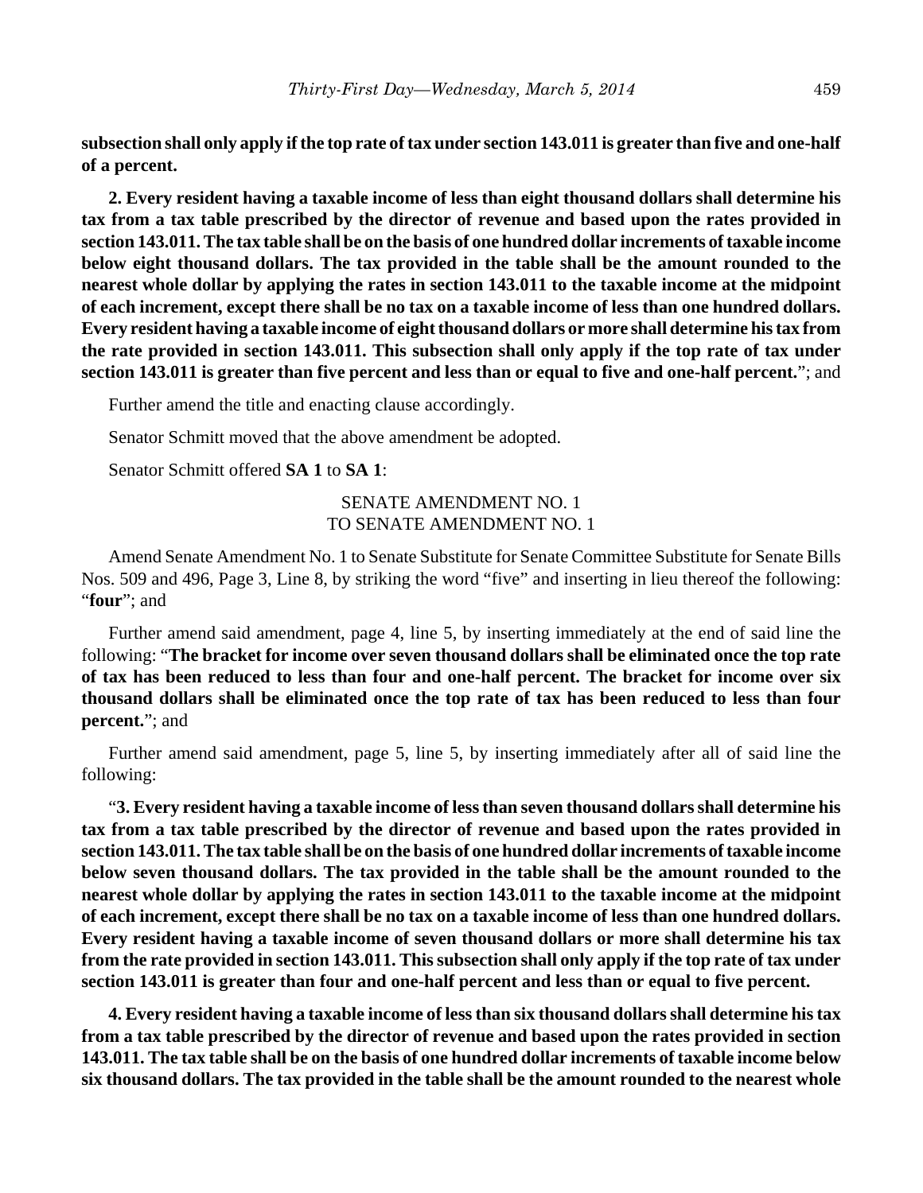**subsection shall only apply if the top rate of tax under section 143.011 is greater than five and one-half of a percent.**

**2. Every resident having a taxable income of less than eight thousand dollars shall determine his tax from a tax table prescribed by the director of revenue and based upon the rates provided in section 143.011. The tax table shall be on the basis of one hundred dollar increments of taxable income below eight thousand dollars. The tax provided in the table shall be the amount rounded to the nearest whole dollar by applying the rates in section 143.011 to the taxable income at the midpoint of each increment, except there shall be no tax on a taxable income of less than one hundred dollars. Every resident having a taxable income of eight thousand dollars or more shall determine his tax from the rate provided in section 143.011. This subsection shall only apply if the top rate of tax under section 143.011 is greater than five percent and less than or equal to five and one-half percent.**"; and

Further amend the title and enacting clause accordingly.

Senator Schmitt moved that the above amendment be adopted.

Senator Schmitt offered **SA 1** to **SA 1**:

SENATE AMENDMENT NO. 1
TO SENATE AMENDMENT NO. 1

Amend Senate Amendment No. 1 to Senate Substitute for Senate Committee Substitute for Senate Bills Nos. 509 and 496, Page 3, Line 8, by striking the word "five" and inserting in lieu thereof the following: "**four**"; and

Further amend said amendment, page 4, line 5, by inserting immediately at the end of said line the following: "**The bracket for income over seven thousand dollars shall be eliminated once the top rate of tax has been reduced to less than four and one-half percent. The bracket for income over six thousand dollars shall be eliminated once the top rate of tax has been reduced to less than four percent.**"; and

Further amend said amendment, page 5, line 5, by inserting immediately after all of said line the following:

"**3. Every resident having a taxable income of less than seven thousand dollars shall determine his tax from a tax table prescribed by the director of revenue and based upon the rates provided in section 143.011. The tax table shall be on the basis of one hundred dollar increments of taxable income below seven thousand dollars. The tax provided in the table shall be the amount rounded to the nearest whole dollar by applying the rates in section 143.011 to the taxable income at the midpoint of each increment, except there shall be no tax on a taxable income of less than one hundred dollars. Every resident having a taxable income of seven thousand dollars or more shall determine his tax from the rate provided in section 143.011. This subsection shall only apply if the top rate of tax under section 143.011 is greater than four and one-half percent and less than or equal to five percent.**

**4. Every resident having a taxable income of less than six thousand dollars shall determine his tax from a tax table prescribed by the director of revenue and based upon the rates provided in section 143.011. The tax table shall be on the basis of one hundred dollar increments of taxable income below six thousand dollars. The tax provided in the table shall be the amount rounded to the nearest whole**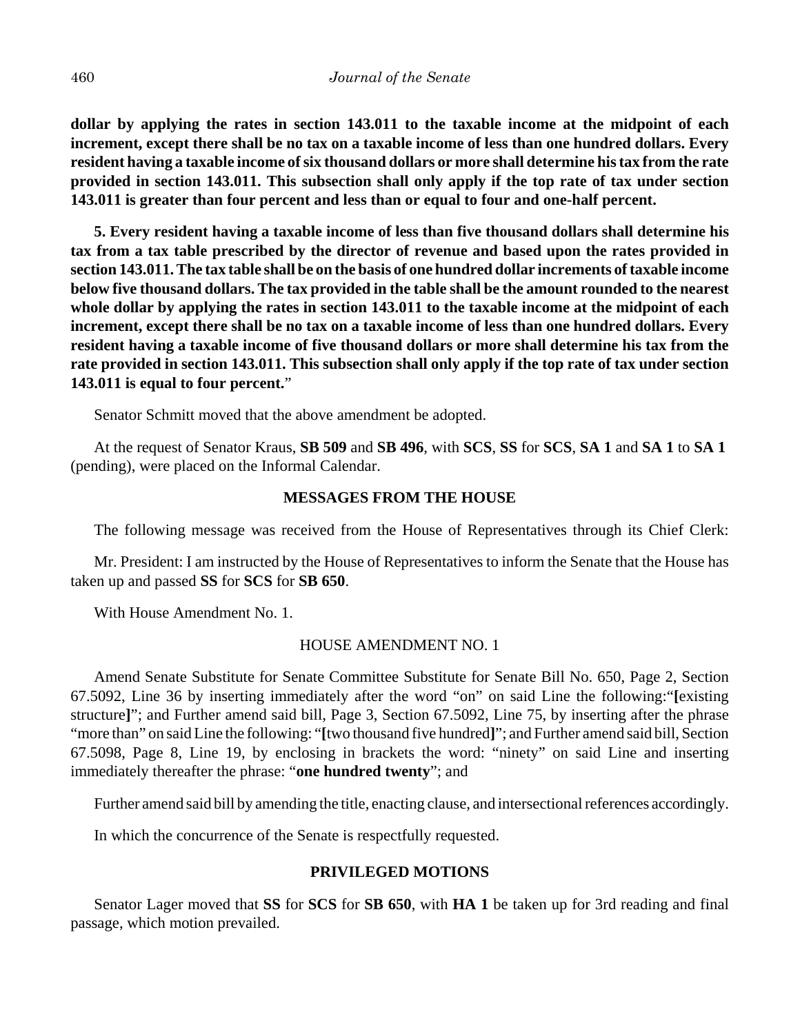**dollar by applying the rates in section 143.011 to the taxable income at the midpoint of each increment, except there shall be no tax on a taxable income of less than one hundred dollars. Every resident having a taxable income of six thousand dollars or more shall determine his tax from the rate provided in section 143.011. This subsection shall only apply if the top rate of tax under section 143.011 is greater than four percent and less than or equal to four and one-half percent.**

**5. Every resident having a taxable income of less than five thousand dollars shall determine his tax from a tax table prescribed by the director of revenue and based upon the rates provided in section 143.011. The tax table shall be on the basis of one hundred dollar increments of taxable income below five thousand dollars. The tax provided in the table shall be the amount rounded to the nearest whole dollar by applying the rates in section 143.011 to the taxable income at the midpoint of each increment, except there shall be no tax on a taxable income of less than one hundred dollars. Every resident having a taxable income of five thousand dollars or more shall determine his tax from the rate provided in section 143.011. This subsection shall only apply if the top rate of tax under section 143.011 is equal to four percent.**"

Senator Schmitt moved that the above amendment be adopted.

At the request of Senator Kraus, **SB 509** and **SB 496**, with **SCS**, **SS** for **SCS**, **SA 1** and **SA 1** to **SA 1** (pending), were placed on the Informal Calendar.

## MESSAGES FROM THE HOUSE

The following message was received from the House of Representatives through its Chief Clerk:

Mr. President: I am instructed by the House of Representatives to inform the Senate that the House has taken up and passed **SS** for **SCS** for **SB 650**.

With House Amendment No. 1.

HOUSE AMENDMENT NO. 1

Amend Senate Substitute for Senate Committee Substitute for Senate Bill No. 650, Page 2, Section 67.5092, Line 36 by inserting immediately after the word "on" on said Line the following:"**[**existing structure**]**"; and Further amend said bill, Page 3, Section 67.5092, Line 75, by inserting after the phrase "more than" on said Line the following: "**[**two thousand five hundred**]**"; and Further amend said bill, Section 67.5098, Page 8, Line 19, by enclosing in brackets the word: "ninety" on said Line and inserting immediately thereafter the phrase: "**one hundred twenty**"; and

Further amend said bill by amending the title, enacting clause, and intersectional references accordingly.

In which the concurrence of the Senate is respectfully requested.

## PRIVILEGED MOTIONS

Senator Lager moved that **SS** for **SCS** for **SB 650**, with **HA 1** be taken up for 3rd reading and final passage, which motion prevailed.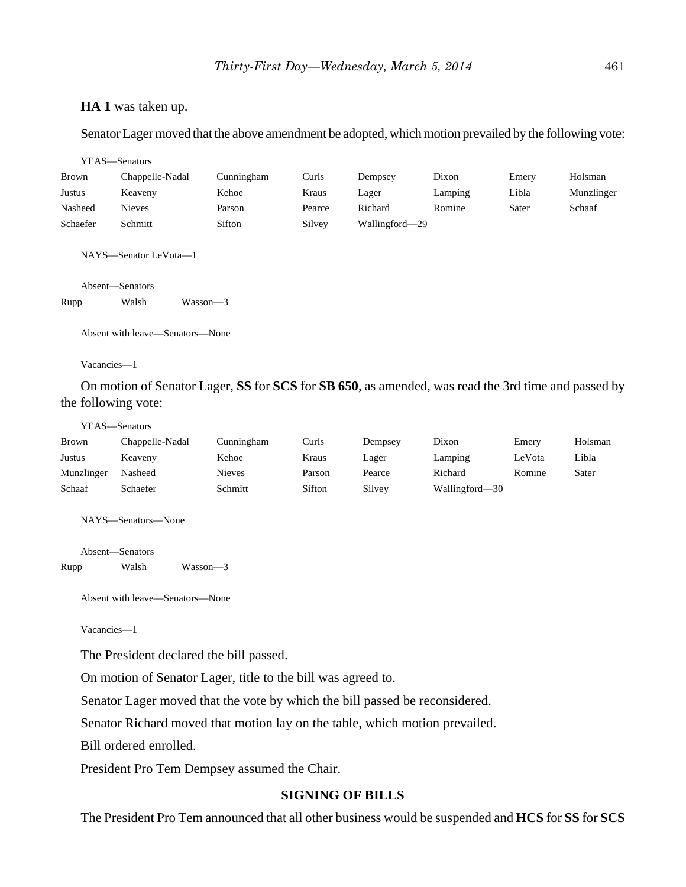**HA 1** was taken up.

Senator Lager moved that the above amendment be adopted, which motion prevailed by the following vote:

YEAS—Senators

| | | | | | | | |
|---|---|---|---|---|---|---|---|
| Brown | Chappelle-Nadal | Cunningham | Curls | Dempsey | Dixon | Emery | Holsman |
| Justus | Keaveny | Kehoe | Kraus | Lager | Lamping | Libla | Munzlinger |
| Nasheed | Nieves | Parson | Pearce | Richard | Romine | Sater | Schaaf |
| Schaefer | Schmitt | Sifton | Silvey | Wallingford—29 | | | |

NAYS—Senator LeVota—1

Absent—Senators

Rupp  Walsh  Wasson—3

Absent with leave—Senators—None

Vacancies—1

On motion of Senator Lager, **SS** for **SCS** for **SB 650**, as amended, was read the 3rd time and passed by the following vote:

YEAS—Senators

| | | | | | | | |
|---|---|---|---|---|---|---|---|
| Brown | Chappelle-Nadal | Cunningham | Curls | Dempsey | Dixon | Emery | Holsman |
| Justus | Keaveny | Kehoe | Kraus | Lager | Lamping | LeVota | Libla |
| Munzlinger | Nasheed | Nieves | Parson | Pearce | Richard | Romine | Sater |
| Schaaf | Schaefer | Schmitt | Sifton | Silvey | Wallingford—30 | | |

NAYS—Senators—None

Absent—Senators

Rupp  Walsh  Wasson—3

Absent with leave—Senators—None

Vacancies—1

The President declared the bill passed.

On motion of Senator Lager, title to the bill was agreed to.

Senator Lager moved that the vote by which the bill passed be reconsidered.

Senator Richard moved that motion lay on the table, which motion prevailed.

Bill ordered enrolled.

President Pro Tem Dempsey assumed the Chair.

## SIGNING OF BILLS

The President Pro Tem announced that all other business would be suspended and **HCS** for **SS** for **SCS**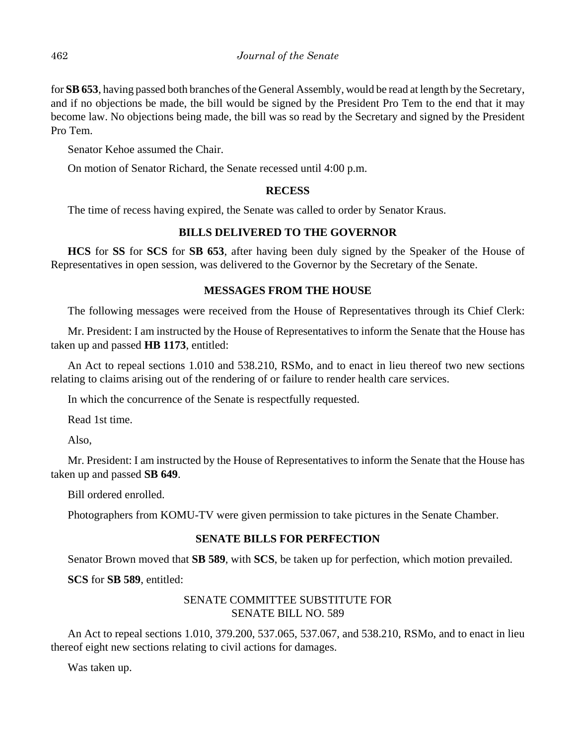for **SB 653**, having passed both branches of the General Assembly, would be read at length by the Secretary, and if no objections be made, the bill would be signed by the President Pro Tem to the end that it may become law. No objections being made, the bill was so read by the Secretary and signed by the President Pro Tem.

Senator Kehoe assumed the Chair.

On motion of Senator Richard, the Senate recessed until 4:00 p.m.

**RECESS**

The time of recess having expired, the Senate was called to order by Senator Kraus.

**BILLS DELIVERED TO THE GOVERNOR**

**HCS** for **SS** for **SCS** for **SB 653**, after having been duly signed by the Speaker of the House of Representatives in open session, was delivered to the Governor by the Secretary of the Senate.

**MESSAGES FROM THE HOUSE**

The following messages were received from the House of Representatives through its Chief Clerk:

Mr. President: I am instructed by the House of Representatives to inform the Senate that the House has taken up and passed **HB 1173**, entitled:

An Act to repeal sections 1.010 and 538.210, RSMo, and to enact in lieu thereof two new sections relating to claims arising out of the rendering of or failure to render health care services.

In which the concurrence of the Senate is respectfully requested.

Read 1st time.

Also,

Mr. President: I am instructed by the House of Representatives to inform the Senate that the House has taken up and passed **SB 649**.

Bill ordered enrolled.

Photographers from KOMU-TV were given permission to take pictures in the Senate Chamber.

**SENATE BILLS FOR PERFECTION**

Senator Brown moved that **SB 589**, with **SCS**, be taken up for perfection, which motion prevailed.

**SCS** for **SB 589**, entitled:

SENATE COMMITTEE SUBSTITUTE FOR
SENATE BILL NO. 589

An Act to repeal sections 1.010, 379.200, 537.065, 537.067, and 538.210, RSMo, and to enact in lieu thereof eight new sections relating to civil actions for damages.

Was taken up.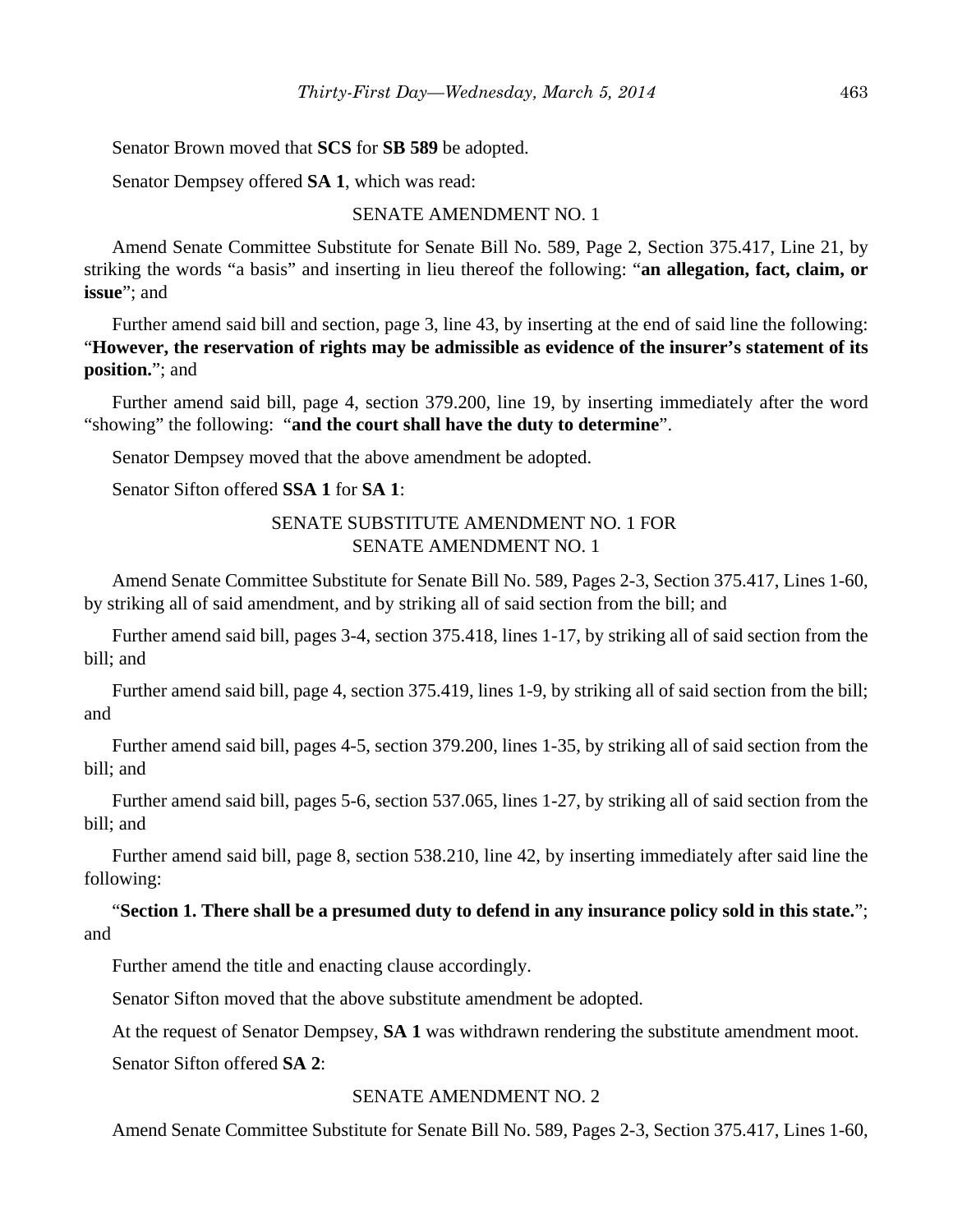Senator Brown moved that **SCS** for **SB 589** be adopted.

Senator Dempsey offered **SA 1**, which was read:

SENATE AMENDMENT NO. 1

Amend Senate Committee Substitute for Senate Bill No. 589, Page 2, Section 375.417, Line 21, by striking the words "a basis" and inserting in lieu thereof the following: "**an allegation, fact, claim, or issue**"; and

Further amend said bill and section, page 3, line 43, by inserting at the end of said line the following: "**However, the reservation of rights may be admissible as evidence of the insurer's statement of its position.**"; and

Further amend said bill, page 4, section 379.200, line 19, by inserting immediately after the word "showing" the following: "**and the court shall have the duty to determine**".

Senator Dempsey moved that the above amendment be adopted.

Senator Sifton offered **SSA 1** for **SA 1**:

SENATE SUBSTITUTE AMENDMENT NO. 1 FOR
SENATE AMENDMENT NO. 1

Amend Senate Committee Substitute for Senate Bill No. 589, Pages 2-3, Section 375.417, Lines 1-60, by striking all of said amendment, and by striking all of said section from the bill; and

Further amend said bill, pages 3-4, section 375.418, lines 1-17, by striking all of said section from the bill; and

Further amend said bill, page 4, section 375.419, lines 1-9, by striking all of said section from the bill; and

Further amend said bill, pages 4-5, section 379.200, lines 1-35, by striking all of said section from the bill; and

Further amend said bill, pages 5-6, section 537.065, lines 1-27, by striking all of said section from the bill; and

Further amend said bill, page 8, section 538.210, line 42, by inserting immediately after said line the following:

"**Section 1. There shall be a presumed duty to defend in any insurance policy sold in this state.**"; and

Further amend the title and enacting clause accordingly.

Senator Sifton moved that the above substitute amendment be adopted.

At the request of Senator Dempsey, **SA 1** was withdrawn rendering the substitute amendment moot.

Senator Sifton offered **SA 2**:

SENATE AMENDMENT NO. 2

Amend Senate Committee Substitute for Senate Bill No. 589, Pages 2-3, Section 375.417, Lines 1-60,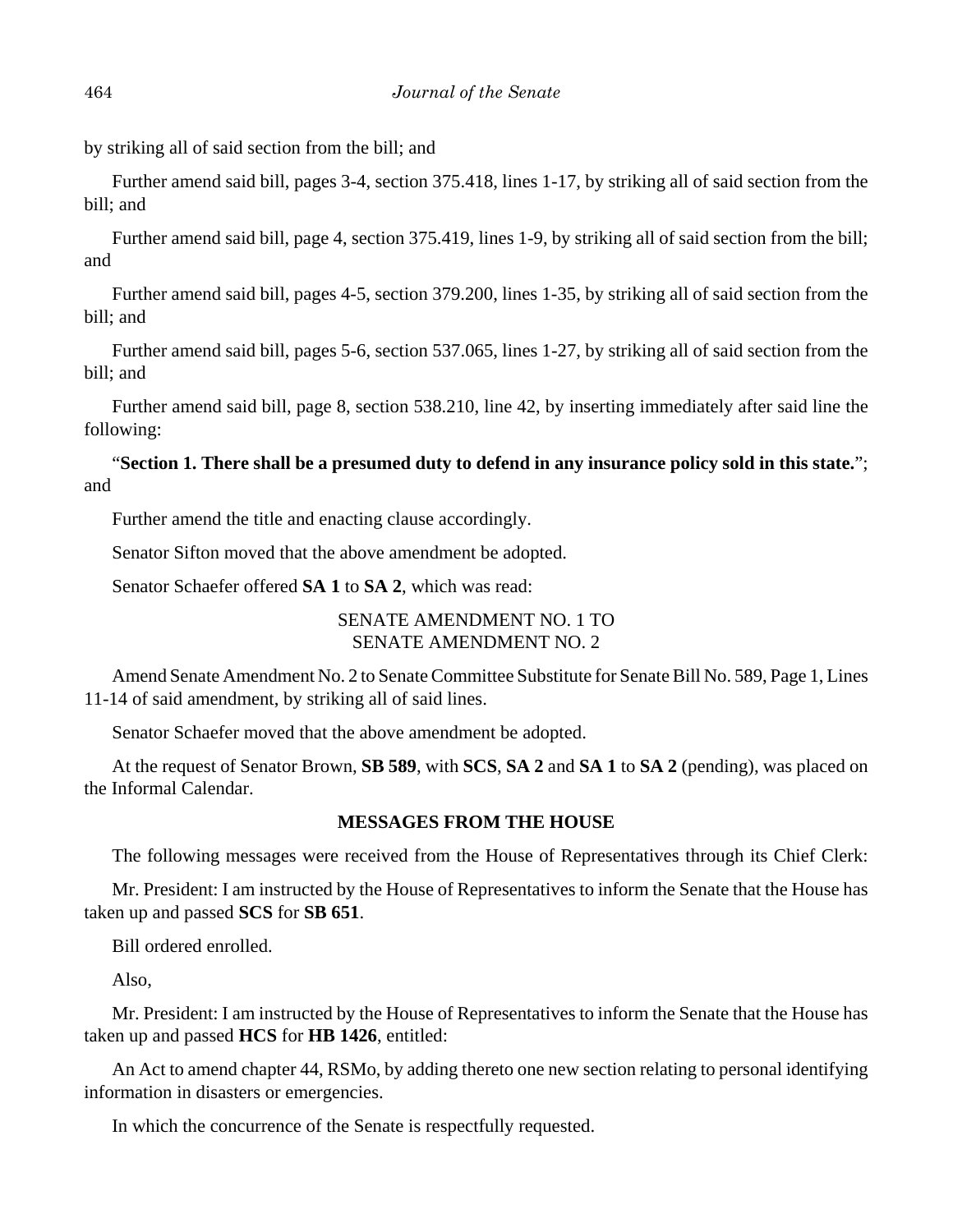by striking all of said section from the bill; and

Further amend said bill, pages 3-4, section 375.418, lines 1-17, by striking all of said section from the bill; and

Further amend said bill, page 4, section 375.419, lines 1-9, by striking all of said section from the bill; and

Further amend said bill, pages 4-5, section 379.200, lines 1-35, by striking all of said section from the bill; and

Further amend said bill, pages 5-6, section 537.065, lines 1-27, by striking all of said section from the bill; and

Further amend said bill, page 8, section 538.210, line 42, by inserting immediately after said line the following:

"**Section 1. There shall be a presumed duty to defend in any insurance policy sold in this state.**"; and

Further amend the title and enacting clause accordingly.

Senator Sifton moved that the above amendment be adopted.

Senator Schaefer offered **SA 1** to **SA 2**, which was read:

SENATE AMENDMENT NO. 1 TO
SENATE AMENDMENT NO. 2

Amend Senate Amendment No. 2 to Senate Committee Substitute for Senate Bill No. 589, Page 1, Lines 11-14 of said amendment, by striking all of said lines.

Senator Schaefer moved that the above amendment be adopted.

At the request of Senator Brown, **SB 589**, with **SCS**, **SA 2** and **SA 1** to **SA 2** (pending), was placed on the Informal Calendar.

## MESSAGES FROM THE HOUSE

The following messages were received from the House of Representatives through its Chief Clerk:

Mr. President: I am instructed by the House of Representatives to inform the Senate that the House has taken up and passed **SCS** for **SB 651**.

Bill ordered enrolled.

Also,

Mr. President: I am instructed by the House of Representatives to inform the Senate that the House has taken up and passed **HCS** for **HB 1426**, entitled:

An Act to amend chapter 44, RSMo, by adding thereto one new section relating to personal identifying information in disasters or emergencies.

In which the concurrence of the Senate is respectfully requested.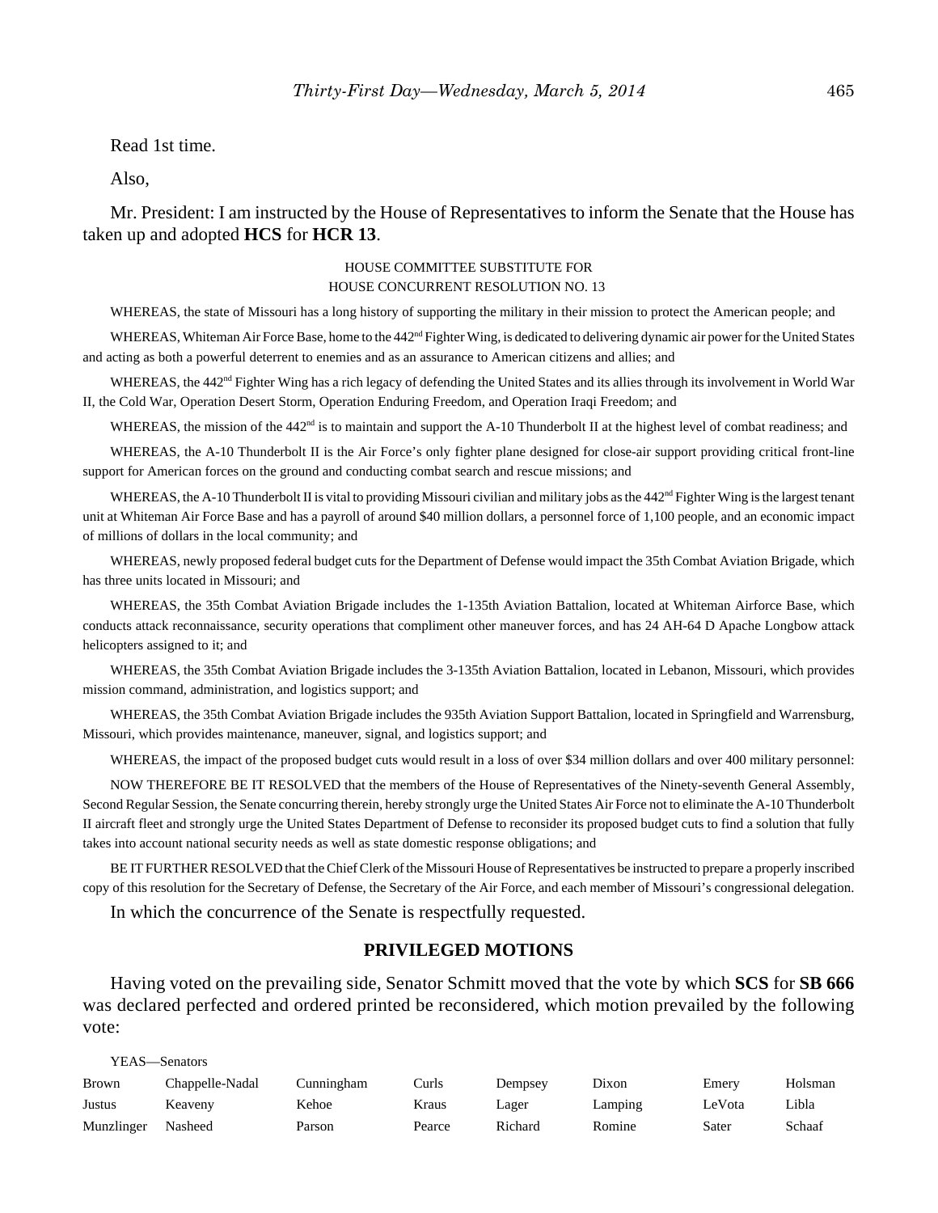Read 1st time.

Also,

Mr. President: I am instructed by the House of Representatives to inform the Senate that the House has taken up and adopted **HCS** for **HCR 13**.

HOUSE COMMITTEE SUBSTITUTE FOR
HOUSE CONCURRENT RESOLUTION NO. 13

WHEREAS, the state of Missouri has a long history of supporting the military in their mission to protect the American people; and

WHEREAS, Whiteman Air Force Base, home to the 442nd Fighter Wing, is dedicated to delivering dynamic air power for the United States and acting as both a powerful deterrent to enemies and as an assurance to American citizens and allies; and

WHEREAS, the 442nd Fighter Wing has a rich legacy of defending the United States and its allies through its involvement in World War II, the Cold War, Operation Desert Storm, Operation Enduring Freedom, and Operation Iraqi Freedom; and

WHEREAS, the mission of the 442nd is to maintain and support the A-10 Thunderbolt II at the highest level of combat readiness; and

WHEREAS, the A-10 Thunderbolt II is the Air Force's only fighter plane designed for close-air support providing critical front-line support for American forces on the ground and conducting combat search and rescue missions; and

WHEREAS, the A-10 Thunderbolt II is vital to providing Missouri civilian and military jobs as the 442nd Fighter Wing is the largest tenant unit at Whiteman Air Force Base and has a payroll of around $40 million dollars, a personnel force of 1,100 people, and an economic impact of millions of dollars in the local community; and

WHEREAS, newly proposed federal budget cuts for the Department of Defense would impact the 35th Combat Aviation Brigade, which has three units located in Missouri; and

WHEREAS, the 35th Combat Aviation Brigade includes the 1-135th Aviation Battalion, located at Whiteman Airforce Base, which conducts attack reconnaissance, security operations that compliment other maneuver forces, and has 24 AH-64 D Apache Longbow attack helicopters assigned to it; and

WHEREAS, the 35th Combat Aviation Brigade includes the 3-135th Aviation Battalion, located in Lebanon, Missouri, which provides mission command, administration, and logistics support; and

WHEREAS, the 35th Combat Aviation Brigade includes the 935th Aviation Support Battalion, located in Springfield and Warrensburg, Missouri, which provides maintenance, maneuver, signal, and logistics support; and

WHEREAS, the impact of the proposed budget cuts would result in a loss of over $34 million dollars and over 400 military personnel:

NOW THEREFORE BE IT RESOLVED that the members of the House of Representatives of the Ninety-seventh General Assembly, Second Regular Session, the Senate concurring therein, hereby strongly urge the United States Air Force not to eliminate the A-10 Thunderbolt II aircraft fleet and strongly urge the United States Department of Defense to reconsider its proposed budget cuts to find a solution that fully takes into account national security needs as well as state domestic response obligations; and

BE IT FURTHER RESOLVED that the Chief Clerk of the Missouri House of Representatives be instructed to prepare a properly inscribed copy of this resolution for the Secretary of Defense, the Secretary of the Air Force, and each member of Missouri's congressional delegation.

In which the concurrence of the Senate is respectfully requested.

## PRIVILEGED MOTIONS

Having voted on the prevailing side, Senator Schmitt moved that the vote by which **SCS** for **SB 666** was declared perfected and ordered printed be reconsidered, which motion prevailed by the following vote:

YEAS—Senators

| | | | | | | | |
|---|---|---|---|---|---|---|---|
| Brown | Chappelle-Nadal | Cunningham | Curls | Dempsey | Dixon | Emery | Holsman |
| Justus | Keaveny | Kehoe | Kraus | Lager | Lamping | LeVota | Libla |
| Munzlinger | Nasheed | Parson | Pearce | Richard | Romine | Sater | Schaaf |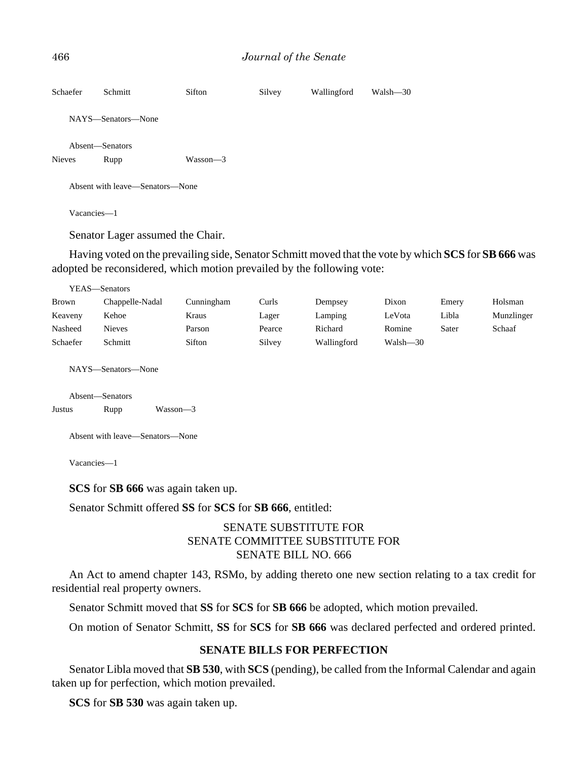| Schaefer | Schmitt | Sifton | Silvey | Wallingford | Walsh—30 |
|---|---|---|---|---|---|

NAYS—Senators—None

Absent—Senators

| Nieves | Rupp | Wasson—3 |
|---|---|---|

Absent with leave—Senators—None

Vacancies—1

Senator Lager assumed the Chair.

Having voted on the prevailing side, Senator Schmitt moved that the vote by which **SCS** for **SB 666** was adopted be reconsidered, which motion prevailed by the following vote:

YEAS—Senators

| Brown | Chappelle-Nadal | Cunningham | Curls | Dempsey | Dixon | Emery | Holsman |
|---|---|---|---|---|---|---|---|
| Keaveny | Kehoe | Kraus | Lager | Lamping | LeVota | Libla | Munzlinger |
| Nasheed | Nieves | Parson | Pearce | Richard | Romine | Sater | Schaaf |
| Schaefer | Schmitt | Sifton | Silvey | Wallingford | Walsh—30 | | |

NAYS—Senators—None

Absent—Senators

| Justus | Rupp | Wasson—3 |
|---|---|---|

Absent with leave—Senators—None

Vacancies—1

**SCS** for **SB 666** was again taken up.

Senator Schmitt offered **SS** for **SCS** for **SB 666**, entitled:

SENATE SUBSTITUTE FOR
SENATE COMMITTEE SUBSTITUTE FOR
SENATE BILL NO. 666

An Act to amend chapter 143, RSMo, by adding thereto one new section relating to a tax credit for residential real property owners.

Senator Schmitt moved that **SS** for **SCS** for **SB 666** be adopted, which motion prevailed.

On motion of Senator Schmitt, **SS** for **SCS** for **SB 666** was declared perfected and ordered printed.

## SENATE BILLS FOR PERFECTION

Senator Libla moved that **SB 530**, with **SCS** (pending), be called from the Informal Calendar and again taken up for perfection, which motion prevailed.

**SCS** for **SB 530** was again taken up.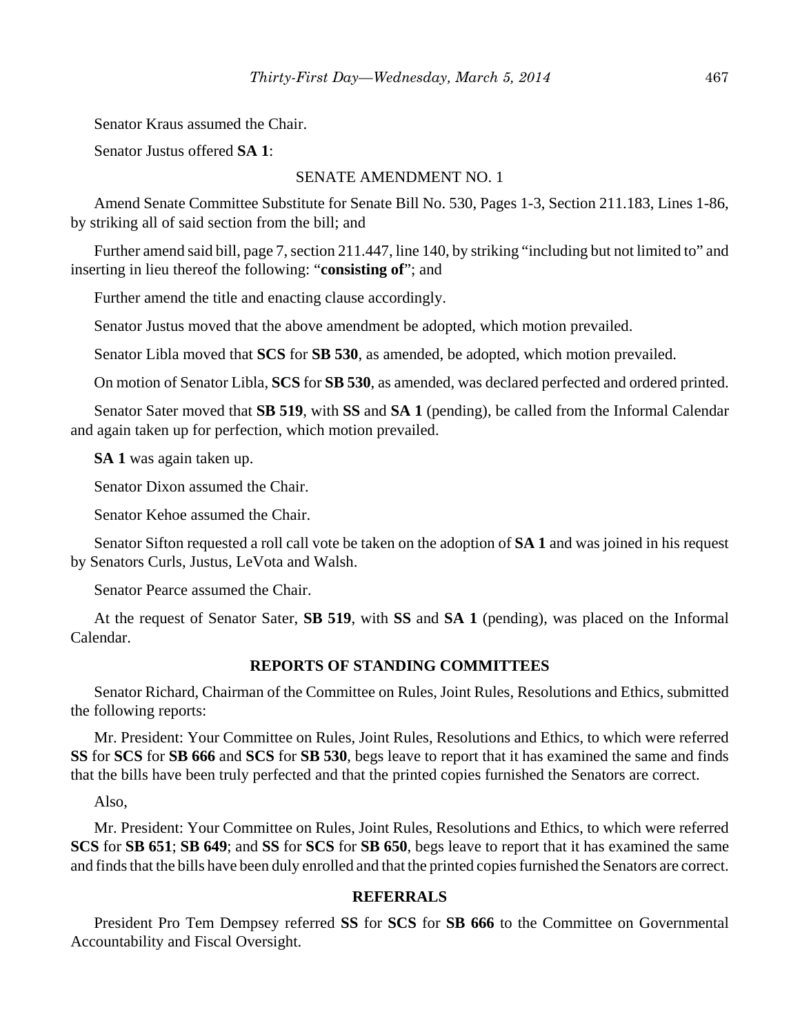Senator Kraus assumed the Chair.

Senator Justus offered **SA 1**:

SENATE AMENDMENT NO. 1

Amend Senate Committee Substitute for Senate Bill No. 530, Pages 1-3, Section 211.183, Lines 1-86, by striking all of said section from the bill; and

Further amend said bill, page 7, section 211.447, line 140, by striking "including but not limited to" and inserting in lieu thereof the following: "**consisting of**"; and

Further amend the title and enacting clause accordingly.

Senator Justus moved that the above amendment be adopted, which motion prevailed.

Senator Libla moved that **SCS** for **SB 530**, as amended, be adopted, which motion prevailed.

On motion of Senator Libla, **SCS** for **SB 530**, as amended, was declared perfected and ordered printed.

Senator Sater moved that **SB 519**, with **SS** and **SA 1** (pending), be called from the Informal Calendar and again taken up for perfection, which motion prevailed.

**SA 1** was again taken up.

Senator Dixon assumed the Chair.

Senator Kehoe assumed the Chair.

Senator Sifton requested a roll call vote be taken on the adoption of **SA 1** and was joined in his request by Senators Curls, Justus, LeVota and Walsh.

Senator Pearce assumed the Chair.

At the request of Senator Sater, **SB 519**, with **SS** and **SA 1** (pending), was placed on the Informal Calendar.

## REPORTS OF STANDING COMMITTEES

Senator Richard, Chairman of the Committee on Rules, Joint Rules, Resolutions and Ethics, submitted the following reports:

Mr. President: Your Committee on Rules, Joint Rules, Resolutions and Ethics, to which were referred **SS** for **SCS** for **SB 666** and **SCS** for **SB 530**, begs leave to report that it has examined the same and finds that the bills have been truly perfected and that the printed copies furnished the Senators are correct.

Also,

Mr. President: Your Committee on Rules, Joint Rules, Resolutions and Ethics, to which were referred **SCS** for **SB 651**; **SB 649**; and **SS** for **SCS** for **SB 650**, begs leave to report that it has examined the same and finds that the bills have been duly enrolled and that the printed copies furnished the Senators are correct.

## REFERRALS

President Pro Tem Dempsey referred **SS** for **SCS** for **SB 666** to the Committee on Governmental Accountability and Fiscal Oversight.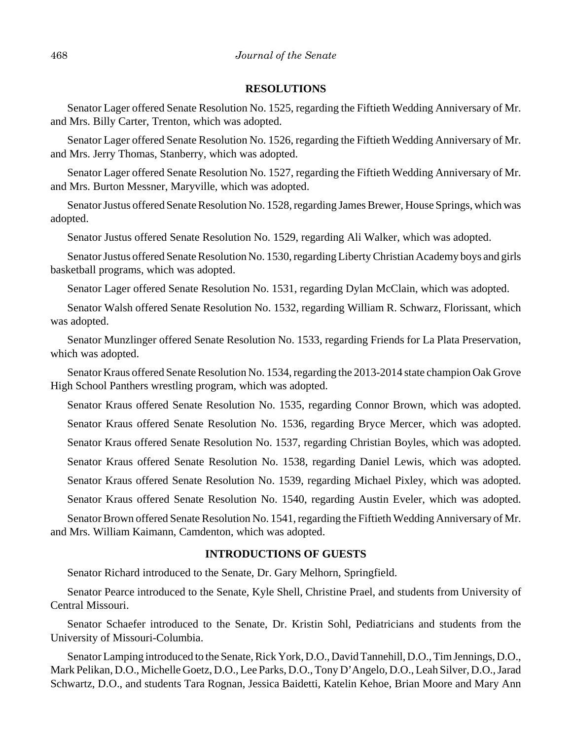## RESOLUTIONS

Senator Lager offered Senate Resolution No. 1525, regarding the Fiftieth Wedding Anniversary of Mr. and Mrs. Billy Carter, Trenton, which was adopted.

Senator Lager offered Senate Resolution No. 1526, regarding the Fiftieth Wedding Anniversary of Mr. and Mrs. Jerry Thomas, Stanberry, which was adopted.

Senator Lager offered Senate Resolution No. 1527, regarding the Fiftieth Wedding Anniversary of Mr. and Mrs. Burton Messner, Maryville, which was adopted.

Senator Justus offered Senate Resolution No. 1528, regarding James Brewer, House Springs, which was adopted.

Senator Justus offered Senate Resolution No. 1529, regarding Ali Walker, which was adopted.

Senator Justus offered Senate Resolution No. 1530, regarding Liberty Christian Academy boys and girls basketball programs, which was adopted.

Senator Lager offered Senate Resolution No. 1531, regarding Dylan McClain, which was adopted.

Senator Walsh offered Senate Resolution No. 1532, regarding William R. Schwarz, Florissant, which was adopted.

Senator Munzlinger offered Senate Resolution No. 1533, regarding Friends for La Plata Preservation, which was adopted.

Senator Kraus offered Senate Resolution No. 1534, regarding the 2013-2014 state champion Oak Grove High School Panthers wrestling program, which was adopted.

Senator Kraus offered Senate Resolution No. 1535, regarding Connor Brown, which was adopted.

Senator Kraus offered Senate Resolution No. 1536, regarding Bryce Mercer, which was adopted.

Senator Kraus offered Senate Resolution No. 1537, regarding Christian Boyles, which was adopted.

Senator Kraus offered Senate Resolution No. 1538, regarding Daniel Lewis, which was adopted.

Senator Kraus offered Senate Resolution No. 1539, regarding Michael Pixley, which was adopted.

Senator Kraus offered Senate Resolution No. 1540, regarding Austin Eveler, which was adopted.

Senator Brown offered Senate Resolution No. 1541, regarding the Fiftieth Wedding Anniversary of Mr. and Mrs. William Kaimann, Camdenton, which was adopted.

## INTRODUCTIONS OF GUESTS

Senator Richard introduced to the Senate, Dr. Gary Melhorn, Springfield.

Senator Pearce introduced to the Senate, Kyle Shell, Christine Prael, and students from University of Central Missouri.

Senator Schaefer introduced to the Senate, Dr. Kristin Sohl, Pediatricians and students from the University of Missouri-Columbia.

Senator Lamping introduced to the Senate, Rick York, D.O., David Tannehill, D.O., Tim Jennings, D.O., Mark Pelikan, D.O., Michelle Goetz, D.O., Lee Parks, D.O., Tony D'Angelo, D.O., Leah Silver, D.O., Jarad Schwartz, D.O., and students Tara Rognan, Jessica Baidetti, Katelin Kehoe, Brian Moore and Mary Ann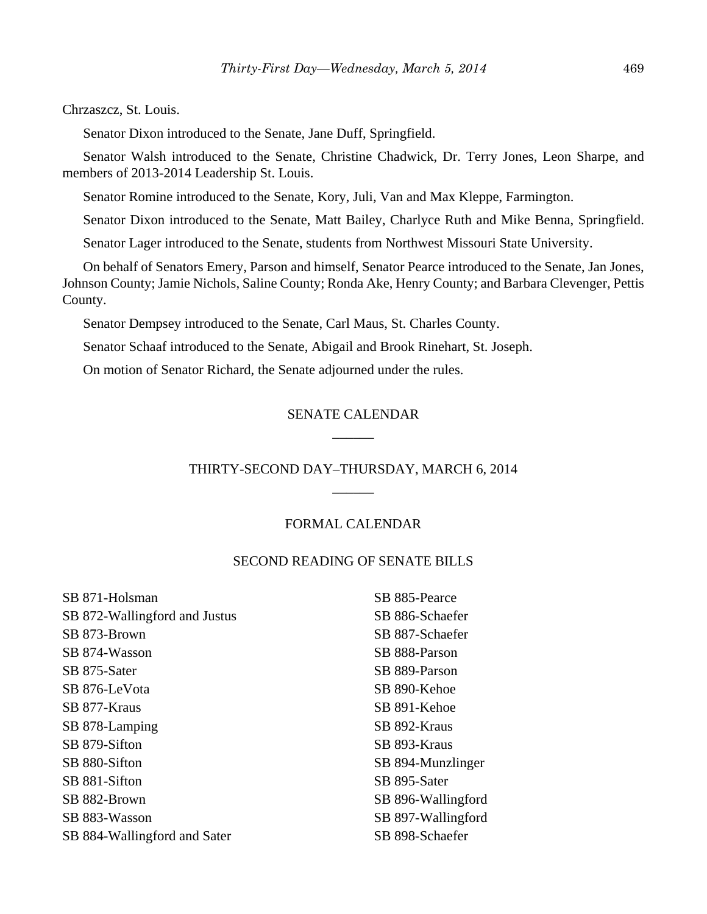Chrzaszcz, St. Louis.

Senator Dixon introduced to the Senate, Jane Duff, Springfield.

Senator Walsh introduced to the Senate, Christine Chadwick, Dr. Terry Jones, Leon Sharpe, and members of 2013-2014 Leadership St. Louis.

Senator Romine introduced to the Senate, Kory, Juli, Van and Max Kleppe, Farmington.

Senator Dixon introduced to the Senate, Matt Bailey, Charlyce Ruth and Mike Benna, Springfield.

Senator Lager introduced to the Senate, students from Northwest Missouri State University.

On behalf of Senators Emery, Parson and himself, Senator Pearce introduced to the Senate, Jan Jones, Johnson County; Jamie Nichols, Saline County; Ronda Ake, Henry County; and Barbara Clevenger, Pettis County.

Senator Dempsey introduced to the Senate, Carl Maus, St. Charles County.

Senator Schaaf introduced to the Senate, Abigail and Brook Rinehart, St. Joseph.

On motion of Senator Richard, the Senate adjourned under the rules.

## SENATE CALENDAR

______

## THIRTY-SECOND DAY–THURSDAY, MARCH 6, 2014

______

### FORMAL CALENDAR

### SECOND READING OF SENATE BILLS

SB 871-Holsman
SB 872-Wallingford and Justus
SB 873-Brown
SB 874-Wasson
SB 875-Sater
SB 876-LeVota
SB 877-Kraus
SB 878-Lamping
SB 879-Sifton
SB 880-Sifton
SB 881-Sifton
SB 882-Brown
SB 883-Wasson
SB 884-Wallingford and Sater
SB 885-Pearce
SB 886-Schaefer
SB 887-Schaefer
SB 888-Parson
SB 889-Parson
SB 890-Kehoe
SB 891-Kehoe
SB 892-Kraus
SB 893-Kraus
SB 894-Munzlinger
SB 895-Sater
SB 896-Wallingford
SB 897-Wallingford
SB 898-Schaefer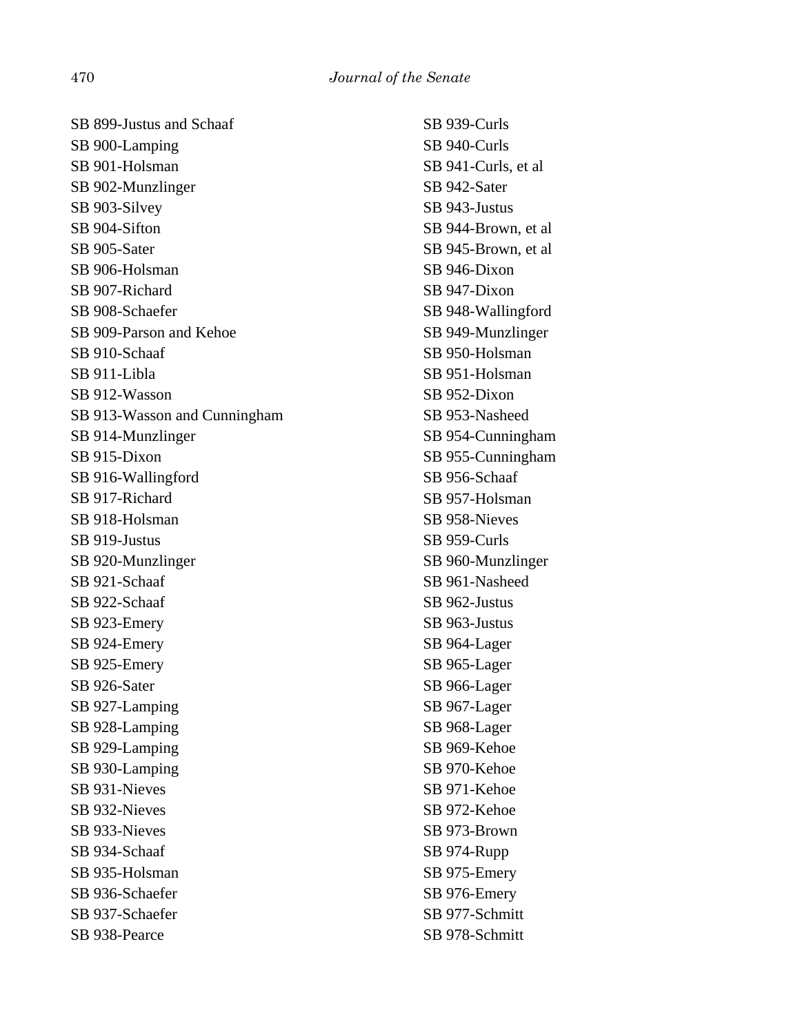SB 899-Justus and Schaaf
SB 900-Lamping
SB 901-Holsman
SB 902-Munzlinger
SB 903-Silvey
SB 904-Sifton
SB 905-Sater
SB 906-Holsman
SB 907-Richard
SB 908-Schaefer
SB 909-Parson and Kehoe
SB 910-Schaaf
SB 911-Libla
SB 912-Wasson
SB 913-Wasson and Cunningham
SB 914-Munzlinger
SB 915-Dixon
SB 916-Wallingford
SB 917-Richard
SB 918-Holsman
SB 919-Justus
SB 920-Munzlinger
SB 921-Schaaf
SB 922-Schaaf
SB 923-Emery
SB 924-Emery
SB 925-Emery
SB 926-Sater
SB 927-Lamping
SB 928-Lamping
SB 929-Lamping
SB 930-Lamping
SB 931-Nieves
SB 932-Nieves
SB 933-Nieves
SB 934-Schaaf
SB 935-Holsman
SB 936-Schaefer
SB 937-Schaefer
SB 938-Pearce
SB 939-Curls
SB 940-Curls
SB 941-Curls, et al
SB 942-Sater
SB 943-Justus
SB 944-Brown, et al
SB 945-Brown, et al
SB 946-Dixon
SB 947-Dixon
SB 948-Wallingford
SB 949-Munzlinger
SB 950-Holsman
SB 951-Holsman
SB 952-Dixon
SB 953-Nasheed
SB 954-Cunningham
SB 955-Cunningham
SB 956-Schaaf
SB 957-Holsman
SB 958-Nieves
SB 959-Curls
SB 960-Munzlinger
SB 961-Nasheed
SB 962-Justus
SB 963-Justus
SB 964-Lager
SB 965-Lager
SB 966-Lager
SB 967-Lager
SB 968-Lager
SB 969-Kehoe
SB 970-Kehoe
SB 971-Kehoe
SB 972-Kehoe
SB 973-Brown
SB 974-Rupp
SB 975-Emery
SB 976-Emery
SB 977-Schmitt
SB 978-Schmitt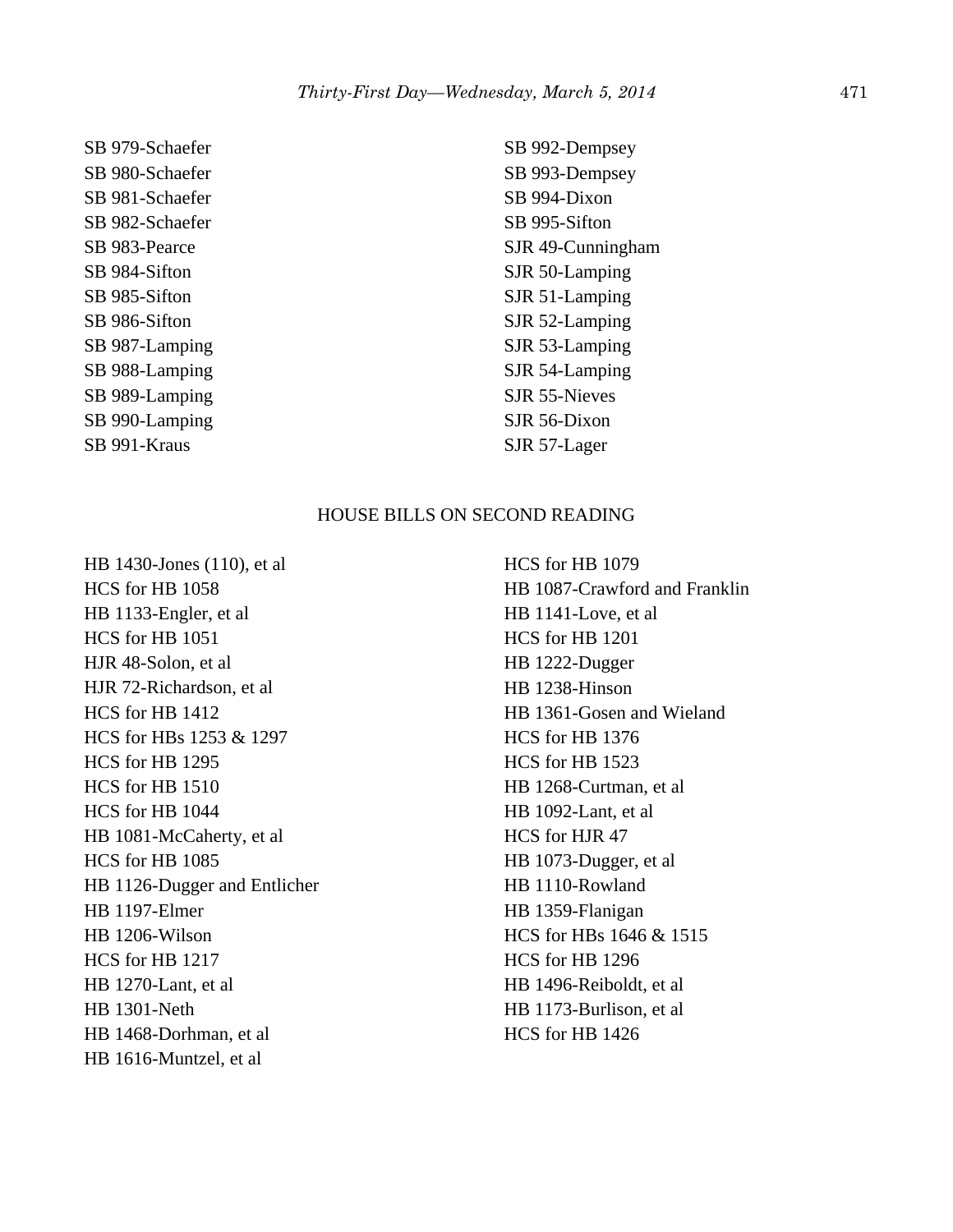SB 979-Schaefer
SB 980-Schaefer
SB 981-Schaefer
SB 982-Schaefer
SB 983-Pearce
SB 984-Sifton
SB 985-Sifton
SB 986-Sifton
SB 987-Lamping
SB 988-Lamping
SB 989-Lamping
SB 990-Lamping
SB 991-Kraus
SB 992-Dempsey
SB 993-Dempsey
SB 994-Dixon
SB 995-Sifton
SJR 49-Cunningham
SJR 50-Lamping
SJR 51-Lamping
SJR 52-Lamping
SJR 53-Lamping
SJR 54-Lamping
SJR 55-Nieves
SJR 56-Dixon
SJR 57-Lager

HOUSE BILLS ON SECOND READING

HB 1430-Jones (110), et al
HCS for HB 1058
HB 1133-Engler, et al
HCS for HB 1051
HJR 48-Solon, et al
HJR 72-Richardson, et al
HCS for HB 1412
HCS for HBs 1253 & 1297
HCS for HB 1295
HCS for HB 1510
HCS for HB 1044
HB 1081-McCaherty, et al
HCS for HB 1085
HB 1126-Dugger and Entlicher
HB 1197-Elmer
HB 1206-Wilson
HCS for HB 1217
HB 1270-Lant, et al
HB 1301-Neth
HB 1468-Dorhman, et al
HB 1616-Muntzel, et al
HCS for HB 1079
HB 1087-Crawford and Franklin
HB 1141-Love, et al
HCS for HB 1201
HB 1222-Dugger
HB 1238-Hinson
HB 1361-Gosen and Wieland
HCS for HB 1376
HCS for HB 1523
HB 1268-Curtman, et al
HB 1092-Lant, et al
HCS for HJR 47
HB 1073-Dugger, et al
HB 1110-Rowland
HB 1359-Flanigan
HCS for HBs 1646 & 1515
HCS for HB 1296
HB 1496-Reiboldt, et al
HB 1173-Burlison, et al
HCS for HB 1426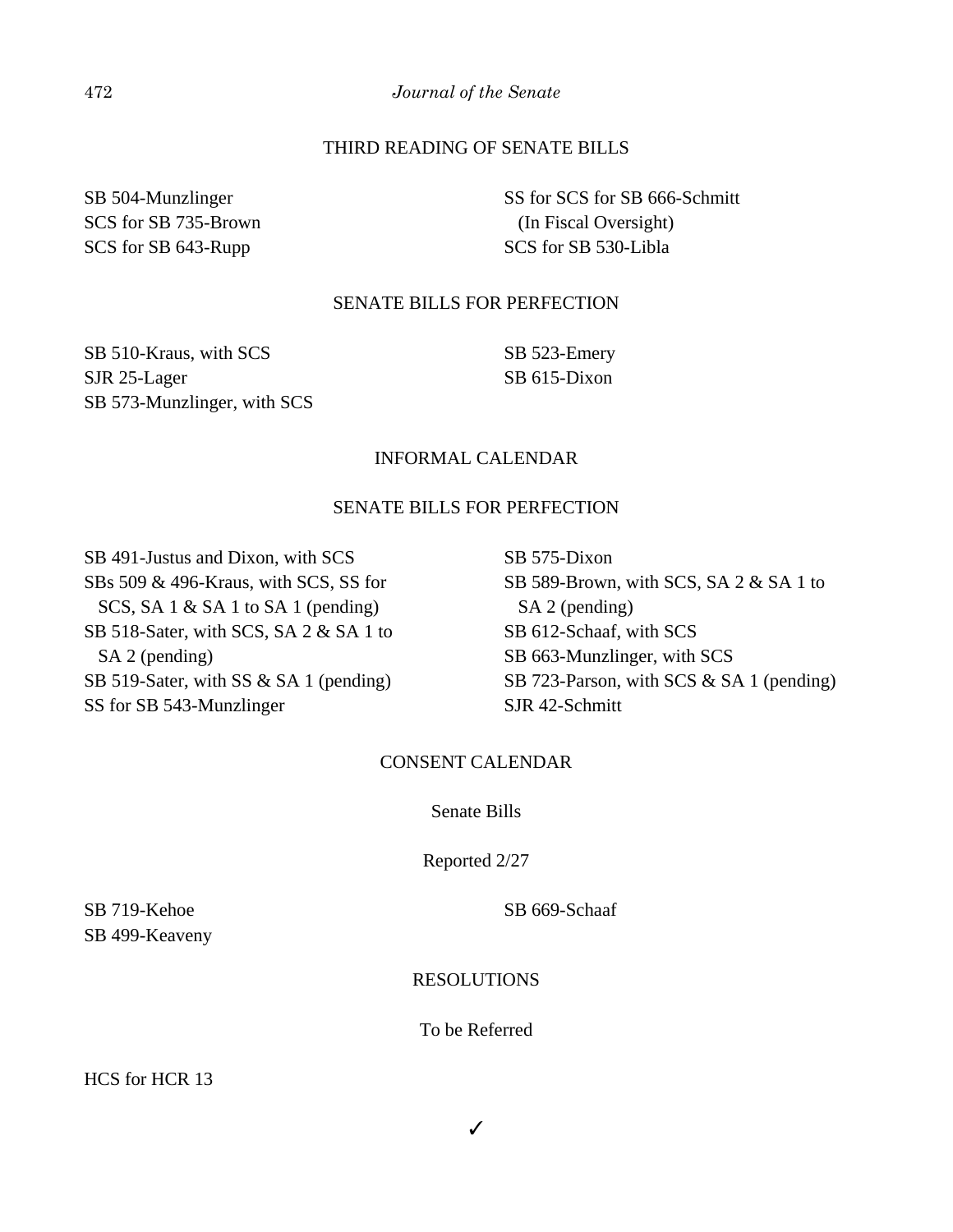## THIRD READING OF SENATE BILLS

SB 504-Munzlinger
SCS for SB 735-Brown
SCS for SB 643-Rupp
SS for SCS for SB 666-Schmitt
  (In Fiscal Oversight)
SCS for SB 530-Libla

## SENATE BILLS FOR PERFECTION

SB 510-Kraus, with SCS
SJR 25-Lager
SB 573-Munzlinger, with SCS
SB 523-Emery
SB 615-Dixon

## INFORMAL CALENDAR

## SENATE BILLS FOR PERFECTION

SB 491-Justus and Dixon, with SCS
SBs 509 & 496-Kraus, with SCS, SS for
  SCS, SA 1 & SA 1 to SA 1 (pending)
SB 518-Sater, with SCS, SA 2 & SA 1 to
  SA 2 (pending)
SB 519-Sater, with SS & SA 1 (pending)
SS for SB 543-Munzlinger
SB 575-Dixon
SB 589-Brown, with SCS, SA 2 & SA 1 to
  SA 2 (pending)
SB 612-Schaaf, with SCS
SB 663-Munzlinger, with SCS
SB 723-Parson, with SCS & SA 1 (pending)
SJR 42-Schmitt

## CONSENT CALENDAR

Senate Bills

Reported 2/27

SB 719-Kehoe
SB 499-Keaveny
SB 669-Schaaf

## RESOLUTIONS

To be Referred

HCS for HCR 13

✓